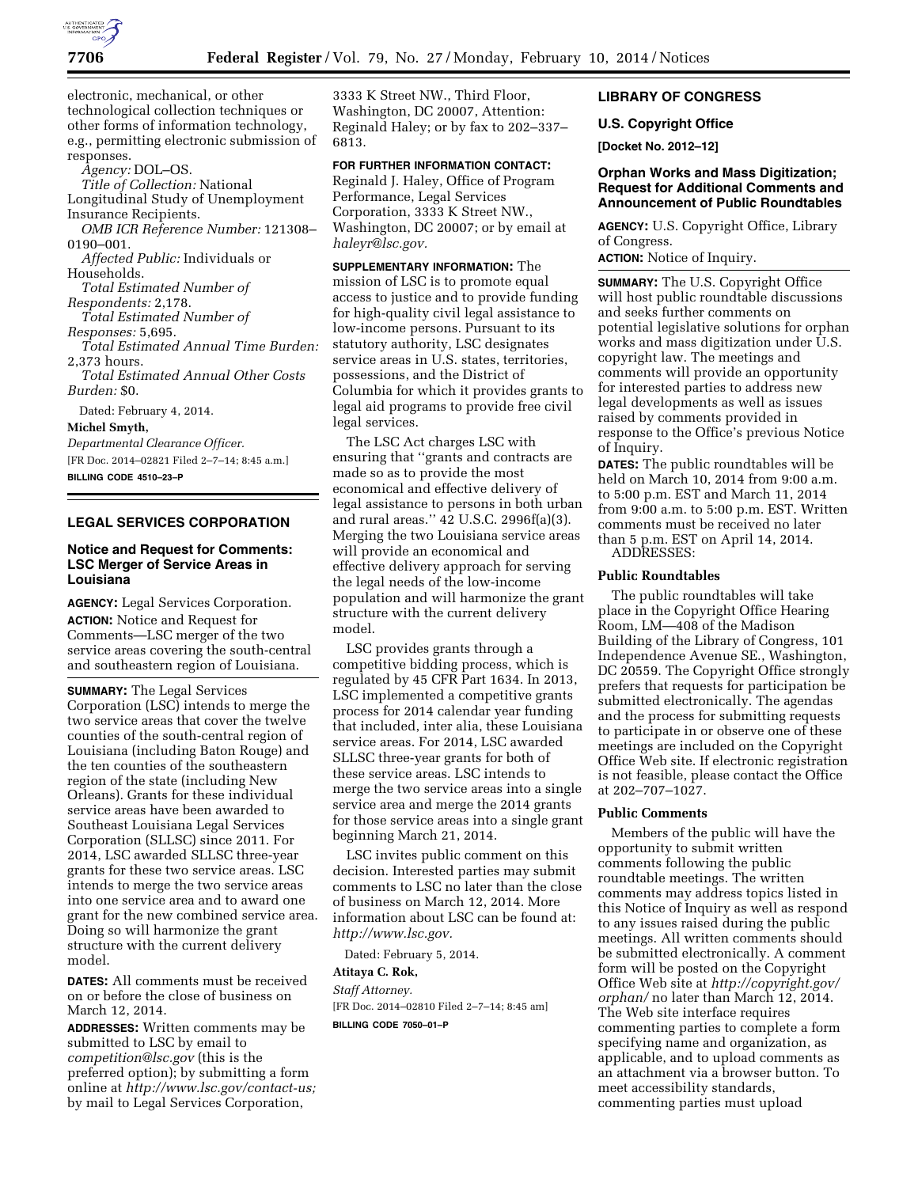electronic, mechanical, or other technological collection techniques or other forms of information technology, e.g., permitting electronic submission of responses.

*Agency:* DOL–OS.

*Title of Collection:* National Longitudinal Study of Unemployment Insurance Recipients.

*OMB ICR Reference Number:* 121308–0190–001.

*Affected Public:* Individuals or Households.

*Total Estimated Number of Respondents:* 2,178.

*Total Estimated Number of Responses:* 5,695.

*Total Estimated Annual Time Burden:* 2,373 hours.

*Total Estimated Annual Other Costs Burden:* $0.

Dated: February 4, 2014.

**Michel Smyth,**

*Departmental Clearance Officer.*

[FR Doc. 2014–02821 Filed 2–7–14; 8:45 a.m.]

**BILLING CODE 4510–23–P**

## LEGAL SERVICES CORPORATION

### Notice and Request for Comments: LSC Merger of Service Areas in Louisiana

**AGENCY:** Legal Services Corporation.

**ACTION:** Notice and Request for Comments—LSC merger of the two service areas covering the south-central and southeastern region of Louisiana.

**SUMMARY:** The Legal Services Corporation (LSC) intends to merge the two service areas that cover the twelve counties of the south-central region of Louisiana (including Baton Rouge) and the ten counties of the southeastern region of the state (including New Orleans). Grants for these individual service areas have been awarded to Southeast Louisiana Legal Services Corporation (SLLSC) since 2011. For 2014, LSC awarded SLLSC three-year grants for these two service areas. LSC intends to merge the two service areas into one service area and to award one grant for the new combined service area. Doing so will harmonize the grant structure with the current delivery model.

**DATES:** All comments must be received on or before the close of business on March 12, 2014.

**ADDRESSES:** Written comments may be submitted to LSC by email to *competition@lsc.gov* (this is the preferred option); by submitting a form online at *http://www.lsc.gov/contact-us;* by mail to Legal Services Corporation, 3333 K Street NW., Third Floor, Washington, DC 20007, Attention: Reginald Haley; or by fax to 202–337–6813.

**FOR FURTHER INFORMATION CONTACT:** Reginald J. Haley, Office of Program Performance, Legal Services Corporation, 3333 K Street NW., Washington, DC 20007; or by email at *haleyr@lsc.gov.*

**SUPPLEMENTARY INFORMATION:** The mission of LSC is to promote equal access to justice and to provide funding for high-quality civil legal assistance to low-income persons. Pursuant to its statutory authority, LSC designates service areas in U.S. states, territories, possessions, and the District of Columbia for which it provides grants to legal aid programs to provide free civil legal services.

The LSC Act charges LSC with ensuring that ''grants and contracts are made so as to provide the most economical and effective delivery of legal assistance to persons in both urban and rural areas.'' 42 U.S.C. 2996f(a)(3). Merging the two Louisiana service areas will provide an economical and effective delivery approach for serving the legal needs of the low-income population and will harmonize the grant structure with the current delivery model.

LSC provides grants through a competitive bidding process, which is regulated by 45 CFR Part 1634. In 2013, LSC implemented a competitive grants process for 2014 calendar year funding that included, inter alia, these Louisiana service areas. For 2014, LSC awarded SLLSC three-year grants for both of these service areas. LSC intends to merge the two service areas into a single service area and merge the 2014 grants for those service areas into a single grant beginning March 21, 2014.

LSC invites public comment on this decision. Interested parties may submit comments to LSC no later than the close of business on March 12, 2014. More information about LSC can be found at: *http://www.lsc.gov.*

Dated: February 5, 2014.

**Atitaya C. Rok,**

*Staff Attorney.*

[FR Doc. 2014–02810 Filed 2–7–14; 8:45 am]

**BILLING CODE 7050–01–P**

## LIBRARY OF CONGRESS

### U.S. Copyright Office

**[Docket No. 2012–12]**

### Orphan Works and Mass Digitization; Request for Additional Comments and Announcement of Public Roundtables

**AGENCY:** U.S. Copyright Office, Library of Congress.

**ACTION:** Notice of Inquiry.

**SUMMARY:** The U.S. Copyright Office will host public roundtable discussions and seeks further comments on potential legislative solutions for orphan works and mass digitization under U.S. copyright law. The meetings and comments will provide an opportunity for interested parties to address new legal developments as well as issues raised by comments provided in response to the Office's previous Notice of Inquiry.

**DATES:** The public roundtables will be held on March 10, 2014 from 9:00 a.m. to 5:00 p.m. EST and March 11, 2014 from 9:00 a.m. to 5:00 p.m. EST. Written comments must be received no later than 5 p.m. EST on April 14, 2014.

ADDRESSES:

**Public Roundtables**

The public roundtables will take place in the Copyright Office Hearing Room, LM—408 of the Madison Building of the Library of Congress, 101 Independence Avenue SE., Washington, DC 20559. The Copyright Office strongly prefers that requests for participation be submitted electronically. The agendas and the process for submitting requests to participate in or observe one of these meetings are included on the Copyright Office Web site. If electronic registration is not feasible, please contact the Office at 202–707–1027.

**Public Comments**

Members of the public will have the opportunity to submit written comments following the public roundtable meetings. The written comments may address topics listed in this Notice of Inquiry as well as respond to any issues raised during the public meetings. All written comments should be submitted electronically. A comment form will be posted on the Copyright Office Web site at *http://copyright.gov/orphan/* no later than March 12, 2014. The Web site interface requires commenting parties to complete a form specifying name and organization, as applicable, and to upload comments as an attachment via a browser button. To meet accessibility standards, commenting parties must upload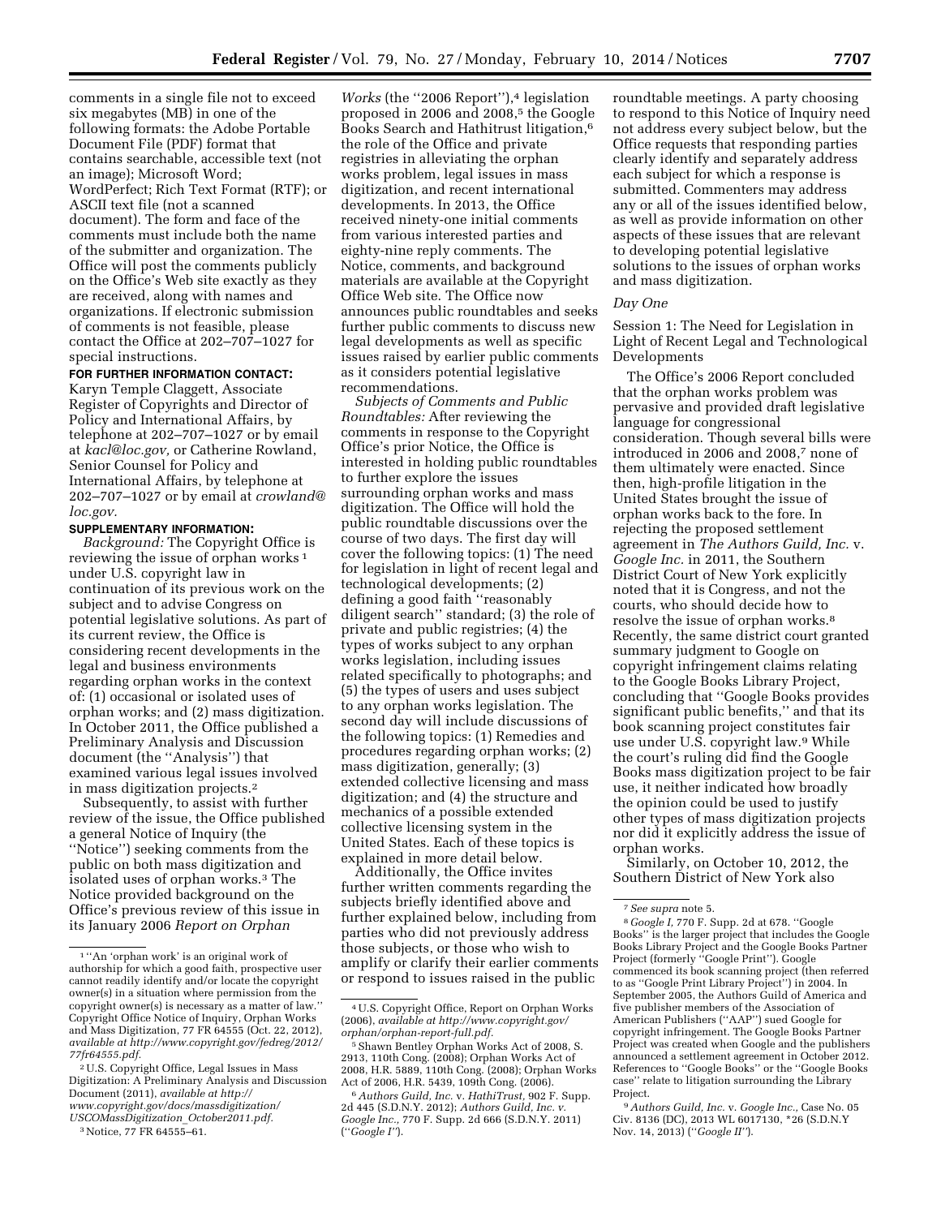comments in a single file not to exceed six megabytes (MB) in one of the following formats: the Adobe Portable Document File (PDF) format that contains searchable, accessible text (not an image); Microsoft Word; WordPerfect; Rich Text Format (RTF); or ASCII text file (not a scanned document). The form and face of the comments must include both the name of the submitter and organization. The Office will post the comments publicly on the Office's Web site exactly as they are received, along with names and organizations. If electronic submission of comments is not feasible, please contact the Office at 202–707–1027 for special instructions.

**FOR FURTHER INFORMATION CONTACT:** Karyn Temple Claggett, Associate Register of Copyrights and Director of Policy and International Affairs, by telephone at 202–707–1027 or by email at *kacl@loc.gov*, or Catherine Rowland, Senior Counsel for Policy and International Affairs, by telephone at 202–707–1027 or by email at *crowland@loc.gov*.

**SUPPLEMENTARY INFORMATION:**

*Background:* The Copyright Office is reviewing the issue of orphan works [1] under U.S. copyright law in continuation of its previous work on the subject and to advise Congress on potential legislative solutions. As part of its current review, the Office is considering recent developments in the legal and business environments regarding orphan works in the context of: (1) occasional or isolated uses of orphan works; and (2) mass digitization. In October 2011, the Office published a Preliminary Analysis and Discussion document (the ''Analysis'') that examined various legal issues involved in mass digitization projects.[2]

Subsequently, to assist with further review of the issue, the Office published a general Notice of Inquiry (the ''Notice'') seeking comments from the public on both mass digitization and isolated uses of orphan works.[3] The Notice provided background on the Office's previous review of this issue in its January 2006 *Report on Orphan Works* (the ''2006 Report''),[4] legislation proposed in 2006 and 2008,[5] the Google Books Search and Hathitrust litigation,[6] the role of the Office and private registries in alleviating the orphan works problem, legal issues in mass digitization, and recent international developments. In 2013, the Office received ninety-one initial comments from various interested parties and eighty-nine reply comments. The Notice, comments, and background materials are available at the Copyright Office Web site. The Office now announces public roundtables and seeks further public comments to discuss new legal developments as well as specific issues raised by earlier public comments as it considers potential legislative recommendations.

*Subjects of Comments and Public Roundtables:* After reviewing the comments in response to the Copyright Office's prior Notice, the Office is interested in holding public roundtables to further explore the issues surrounding orphan works and mass digitization. The Office will hold the public roundtable discussions over the course of two days. The first day will cover the following topics: (1) The need for legislation in light of recent legal and technological developments; (2) defining a good faith ''reasonably diligent search'' standard; (3) the role of private and public registries; (4) the types of works subject to any orphan works legislation, including issues related specifically to photographs; and (5) the types of users and uses subject to any orphan works legislation. The second day will include discussions of the following topics: (1) Remedies and procedures regarding orphan works; (2) mass digitization, generally; (3) extended collective licensing and mass digitization; and (4) the structure and mechanics of a possible extended collective licensing system in the United States. Each of these topics is explained in more detail below.

Additionally, the Office invites further written comments regarding the subjects briefly identified above and further explained below, including from parties who did not previously address those subjects, or those who wish to amplify or clarify their earlier comments or respond to issues raised in the public roundtable meetings. A party choosing to respond to this Notice of Inquiry need not address every subject below, but the Office requests that responding parties clearly identify and separately address each subject for which a response is submitted. Commenters may address any or all of the issues identified below, as well as provide information on other aspects of these issues that are relevant to developing potential legislative solutions to the issues of orphan works and mass digitization.

*Day One*

Session 1: The Need for Legislation in Light of Recent Legal and Technological Developments

The Office's 2006 Report concluded that the orphan works problem was pervasive and provided draft legislative language for congressional consideration. Though several bills were introduced in 2006 and 2008,[7] none of them ultimately were enacted. Since then, high-profile litigation in the United States brought the issue of orphan works back to the fore. In rejecting the proposed settlement agreement in *The Authors Guild, Inc.* v. *Google Inc.* in 2011, the Southern District Court of New York explicitly noted that it is Congress, and not the courts, who should decide how to resolve the issue of orphan works.[8] Recently, the same district court granted summary judgment to Google on copyright infringement claims relating to the Google Books Library Project, concluding that ''Google Books provides significant public benefits,'' and that its book scanning project constitutes fair use under U.S. copyright law.[9] While the court's ruling did find the Google Books mass digitization project to be fair use, it neither indicated how broadly the opinion could be used to justify other types of mass digitization projects nor did it explicitly address the issue of orphan works.

Similarly, on October 10, 2012, the Southern District of New York also

---

[1] ''An 'orphan work' is an original work of authorship for which a good faith, prospective user cannot readily identify and/or locate the copyright owner(s) in a situation where permission from the copyright owner(s) is necessary as a matter of law.'' Copyright Office Notice of Inquiry, Orphan Works and Mass Digitization, 77 FR 64555 (Oct. 22, 2012), *available at http://www.copyright.gov/fedreg/2012/77fr64555.pdf*.

[2] U.S. Copyright Office, Legal Issues in Mass Digitization: A Preliminary Analysis and Discussion Document (2011), *available at http://www.copyright.gov/docs/massdigitization/USCOMassDigitization_October2011.pdf*.

[3] Notice, 77 FR 64555–61.

[4] U.S. Copyright Office, Report on Orphan Works (2006), *available at http://www.copyright.gov/orphan/orphan-report-full.pdf*.

[5] Shawn Bentley Orphan Works Act of 2008, S. 2913, 110th Cong. (2008); Orphan Works Act of 2008, H.R. 5889, 110th Cong. (2008); Orphan Works Act of 2006, H.R. 5439, 109th Cong. (2006).

[6] *Authors Guild, Inc.* v. *HathiTrust*, 902 F. Supp. 2d 445 (S.D.N.Y. 2012); *Authors Guild, Inc. v. Google Inc.*, 770 F. Supp. 2d 666 (S.D.N.Y. 2011) (''*Google I*'').

[7] *See supra* note 5.

[8] *Google I*, 770 F. Supp. 2d at 678. ''Google Books'' is the larger project that includes the Google Books Library Project and the Google Books Partner Project (formerly ''Google Print''). Google commenced its book scanning project (then referred to as ''Google Print Library Project'') in 2004. In September 2005, the Authors Guild of America and five publisher members of the Association of American Publishers (''AAP'') sued Google for copyright infringement. The Google Books Partner Project was created when Google and the publishers announced a settlement agreement in October 2012. References to ''Google Books'' or the ''Google Books case'' relate to litigation surrounding the Library Project.

[9] *Authors Guild, Inc.* v. *Google Inc.*, Case No. 05 Civ. 8136 (DC), 2013 WL 6017130, *26 (S.D.N.Y Nov. 14, 2013) (''*Google II*'').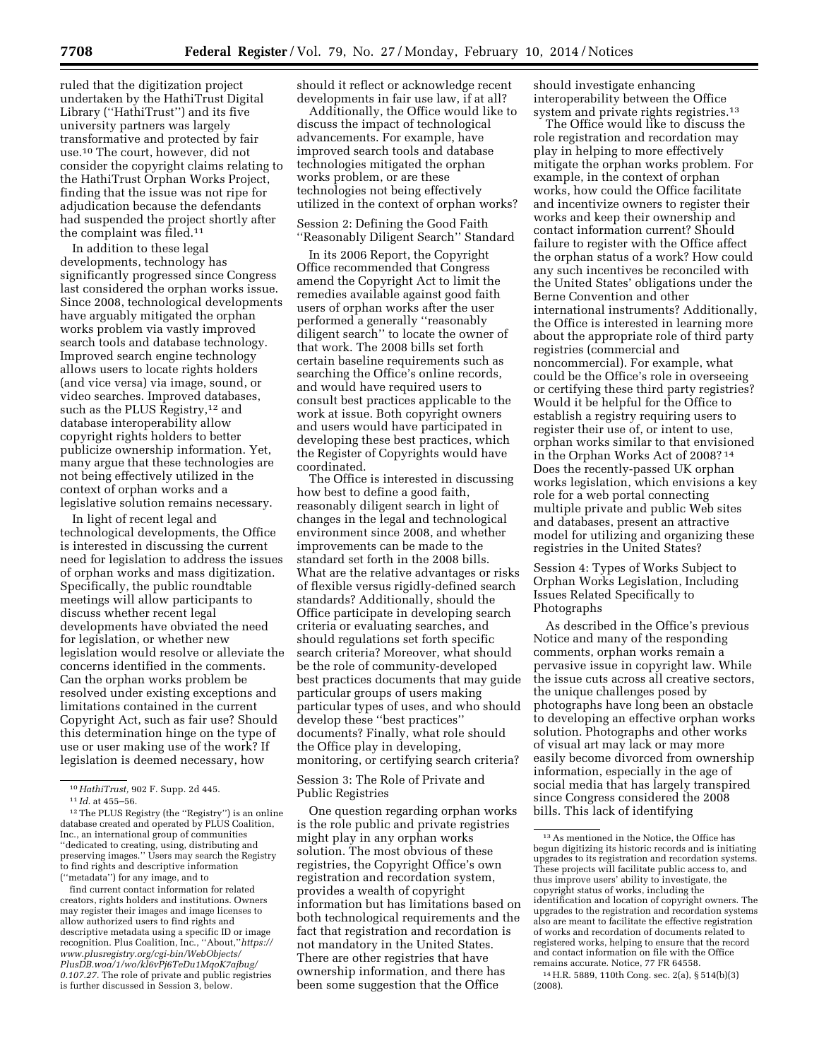ruled that the digitization project undertaken by the HathiTrust Digital Library (''HathiTrust'') and its five university partners was largely transformative and protected by fair use.[10] The court, however, did not consider the copyright claims relating to the HathiTrust Orphan Works Project, finding that the issue was not ripe for adjudication because the defendants had suspended the project shortly after the complaint was filed.[11]

In addition to these legal developments, technology has significantly progressed since Congress last considered the orphan works issue. Since 2008, technological developments have arguably mitigated the orphan works problem via vastly improved search tools and database technology. Improved search engine technology allows users to locate rights holders (and vice versa) via image, sound, or video searches. Improved databases, such as the PLUS Registry,[12] and database interoperability allow copyright rights holders to better publicize ownership information. Yet, many argue that these technologies are not being effectively utilized in the context of orphan works and a legislative solution remains necessary.

In light of recent legal and technological developments, the Office is interested in discussing the current need for legislation to address the issues of orphan works and mass digitization. Specifically, the public roundtable meetings will allow participants to discuss whether recent legal developments have obviated the need for legislation, or whether new legislation would resolve or alleviate the concerns identified in the comments. Can the orphan works problem be resolved under existing exceptions and limitations contained in the current Copyright Act, such as fair use? Should this determination hinge on the type of use or user making use of the work? If legislation is deemed necessary, how should it reflect or acknowledge recent developments in fair use law, if at all?

Additionally, the Office would like to discuss the impact of technological advancements. For example, have improved search tools and database technologies mitigated the orphan works problem, or are these technologies not being effectively utilized in the context of orphan works?

Session 2: Defining the Good Faith ''Reasonably Diligent Search'' Standard

In its 2006 Report, the Copyright Office recommended that Congress amend the Copyright Act to limit the remedies available against good faith users of orphan works after the user performed a generally ''reasonably diligent search'' to locate the owner of that work. The 2008 bills set forth certain baseline requirements such as searching the Office's online records, and would have required users to consult best practices applicable to the work at issue. Both copyright owners and users would have participated in developing these best practices, which the Register of Copyrights would have coordinated.

The Office is interested in discussing how best to define a good faith, reasonably diligent search in light of changes in the legal and technological environment since 2008, and whether improvements can be made to the standard set forth in the 2008 bills. What are the relative advantages or risks of flexible versus rigidly-defined search standards? Additionally, should the Office participate in developing search criteria or evaluating searches, and should regulations set forth specific search criteria? Moreover, what should be the role of community-developed best practices documents that may guide particular groups of users making particular types of uses, and who should develop these ''best practices'' documents? Finally, what role should the Office play in developing, monitoring, or certifying search criteria?

Session 3: The Role of Private and Public Registries

One question regarding orphan works is the role public and private registries might play in any orphan works solution. The most obvious of these registries, the Copyright Office's own registration and recordation system, provides a wealth of copyright information but has limitations based on both technological requirements and the fact that registration and recordation is not mandatory in the United States. There are other registries that have ownership information, and there has been some suggestion that the Office should investigate enhancing interoperability between the Office system and private rights registries.[13]

The Office would like to discuss the role registration and recordation may play in helping to more effectively mitigate the orphan works problem. For example, in the context of orphan works, how could the Office facilitate and incentivize owners to register their works and keep their ownership and contact information current? Should failure to register with the Office affect the orphan status of a work? How could any such incentives be reconciled with the United States' obligations under the Berne Convention and other international instruments? Additionally, the Office is interested in learning more about the appropriate role of third party registries (commercial and noncommercial). For example, what could be the Office's role in overseeing or certifying these third party registries? Would it be helpful for the Office to establish a registry requiring users to register their use of, or intent to use, orphan works similar to that envisioned in the Orphan Works Act of 2008?[14] Does the recently-passed UK orphan works legislation, which envisions a key role for a web portal connecting multiple private and public Web sites and databases, present an attractive model for utilizing and organizing these registries in the United States?

Session 4: Types of Works Subject to Orphan Works Legislation, Including Issues Related Specifically to Photographs

As described in the Office's previous Notice and many of the responding comments, orphan works remain a pervasive issue in copyright law. While the issue cuts across all creative sectors, the unique challenges posed by photographs have long been an obstacle to developing an effective orphan works solution. Photographs and other works of visual art may lack or may more easily become divorced from ownership information, especially in the age of social media that has largely transpired since Congress considered the 2008 bills. This lack of identifying

---

[10] *HathiTrust,* 902 F. Supp. 2d 445.

[11] *Id.* at 455–56.

[12] The PLUS Registry (the ''Registry'') is an online database created and operated by PLUS Coalition, Inc., an international group of communities ''dedicated to creating, using, distributing and preserving images.'' Users may search the Registry to find rights and descriptive information (''metadata'') for any image, and to find current contact information for related creators, rights holders and institutions. Owners may register their images and image licenses to allow authorized users to find rights and descriptive metadata using a specific ID or image recognition. Plus Coalition, Inc., ''About,''*https://www.plusregistry.org/cgi-bin/WebObjects/PlusDB.woa/1/wo/kl6vPj6TeDu1MqoK7ajbug/0.107.27*. The role of private and public registries is further discussed in Session 3, below.

[13] As mentioned in the Notice, the Office has begun digitizing its historic records and is initiating upgrades to its registration and recordation systems. These projects will facilitate public access to, and thus improve users' ability to investigate, the copyright status of works, including the identification and location of copyright owners. The upgrades to the registration and recordation systems also are meant to facilitate the effective registration of works and recordation of documents related to registered works, helping to ensure that the record and contact information on file with the Office remains accurate. Notice, 77 FR 64558.

[14] H.R. 5889, 110th Cong. sec. 2(a), § 514(b)(3) (2008).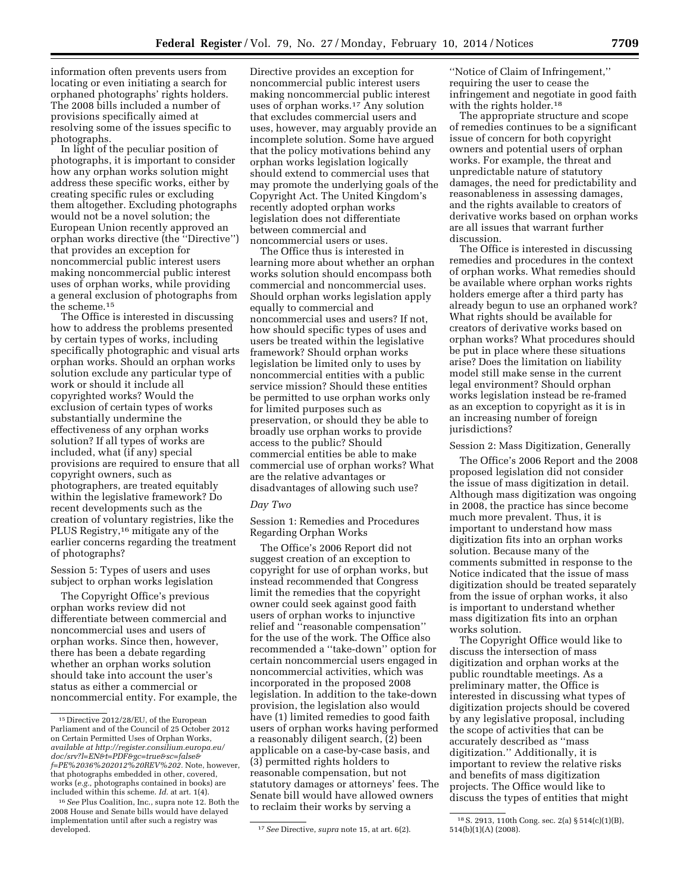information often prevents users from locating or even initiating a search for orphaned photographs' rights holders. The 2008 bills included a number of provisions specifically aimed at resolving some of the issues specific to photographs.

In light of the peculiar position of photographs, it is important to consider how any orphan works solution might address these specific works, either by creating specific rules or excluding them altogether. Excluding photographs would not be a novel solution; the European Union recently approved an orphan works directive (the ''Directive'') that provides an exception for noncommercial public interest users making noncommercial public interest uses of orphan works, while providing a general exclusion of photographs from the scheme.[15]

The Office is interested in discussing how to address the problems presented by certain types of works, including specifically photographic and visual arts orphan works. Should an orphan works solution exclude any particular type of work or should it include all copyrighted works? Would the exclusion of certain types of works substantially undermine the effectiveness of any orphan works solution? If all types of works are included, what (if any) special provisions are required to ensure that all copyright owners, such as photographers, are treated equitably within the legislative framework? Do recent developments such as the creation of voluntary registries, like the PLUS Registry,[16] mitigate any of the earlier concerns regarding the treatment of photographs?

Session 5: Types of users and uses subject to orphan works legislation

The Copyright Office's previous orphan works review did not differentiate between commercial and noncommercial uses and users of orphan works. Since then, however, there has been a debate regarding whether an orphan works solution should take into account the user's status as either a commercial or noncommercial entity. For example, the Directive provides an exception for noncommercial public interest users making noncommercial public interest uses of orphan works.[17] Any solution that excludes commercial users and uses, however, may arguably provide an incomplete solution. Some have argued that the policy motivations behind any orphan works legislation logically should extend to commercial uses that may promote the underlying goals of the Copyright Act. The United Kingdom's recently adopted orphan works legislation does not differentiate between commercial and noncommercial users or uses.

The Office thus is interested in learning more about whether an orphan works solution should encompass both commercial and noncommercial uses. Should orphan works legislation apply equally to commercial and noncommercial uses and users? If not, how should specific types of uses and users be treated within the legislative framework? Should orphan works legislation be limited only to uses by noncommercial entities with a public service mission? Should these entities be permitted to use orphan works only for limited purposes such as preservation, or should they be able to broadly use orphan works to provide access to the public? Should commercial entities be able to make commercial use of orphan works? What are the relative advantages or disadvantages of allowing such use?

*Day Two*

Session 1: Remedies and Procedures Regarding Orphan Works

The Office's 2006 Report did not suggest creation of an exception to copyright for use of orphan works, but instead recommended that Congress limit the remedies that the copyright owner could seek against good faith users of orphan works to injunctive relief and ''reasonable compensation'' for the use of the work. The Office also recommended a ''take-down'' option for certain noncommercial users engaged in noncommercial activities, which was incorporated in the proposed 2008 legislation. In addition to the take-down provision, the legislation also would have (1) limited remedies to good faith users of orphan works having performed a reasonably diligent search, (2) been applicable on a case-by-case basis, and (3) permitted rights holders to reasonable compensation, but not statutory damages or attorneys' fees. The Senate bill would have allowed owners to reclaim their works by serving a ''Notice of Claim of Infringement,'' requiring the user to cease the infringement and negotiate in good faith with the rights holder.[18]

The appropriate structure and scope of remedies continues to be a significant issue of concern for both copyright owners and potential users of orphan works. For example, the threat and unpredictable nature of statutory damages, the need for predictability and reasonableness in assessing damages, and the rights available to creators of derivative works based on orphan works are all issues that warrant further discussion.

The Office is interested in discussing remedies and procedures in the context of orphan works. What remedies should be available where orphan works rights holders emerge after a third party has already begun to use an orphaned work? What rights should be available for creators of derivative works based on orphan works? What procedures should be put in place where these situations arise? Does the limitation on liability model still make sense in the current legal environment? Should orphan works legislation instead be re-framed as an exception to copyright as it is in an increasing number of foreign jurisdictions?

Session 2: Mass Digitization, Generally

The Office's 2006 Report and the 2008 proposed legislation did not consider the issue of mass digitization in detail. Although mass digitization was ongoing in 2008, the practice has since become much more prevalent. Thus, it is important to understand how mass digitization fits into an orphan works solution. Because many of the comments submitted in response to the Notice indicated that the issue of mass digitization should be treated separately from the issue of orphan works, it also is important to understand whether mass digitization fits into an orphan works solution.

The Copyright Office would like to discuss the intersection of mass digitization and orphan works at the public roundtable meetings. As a preliminary matter, the Office is interested in discussing what types of digitization projects should be covered by any legislative proposal, including the scope of activities that can be accurately described as ''mass digitization.'' Additionally, it is important to review the relative risks and benefits of mass digitization projects. The Office would like to discuss the types of entities that might

---

[15] Directive 2012/28/EU, of the European Parliament and of the Council of 25 October 2012 on Certain Permitted Uses of Orphan Works, *available at http://register.consilium.europa.eu/doc/srv?l=EN&t=PDF&gc=true&sc=false&f=PE%2036%202012%20REV%202.* Note, however, that photographs embedded in other, covered, works (*e.g.,* photographs contained in books) are included within this scheme. *Id.* at art. 1(4).

[16] *See* Plus Coalition, Inc., supra note 12. Both the 2008 House and Senate bills would have delayed implementation until after such a registry was developed.

[17] *See* Directive, *supra* note 15, at art. 6(2).

[18] S. 2913, 110th Cong. sec. 2(a) § 514(c)(1)(B), 514(b)(1)(A) (2008).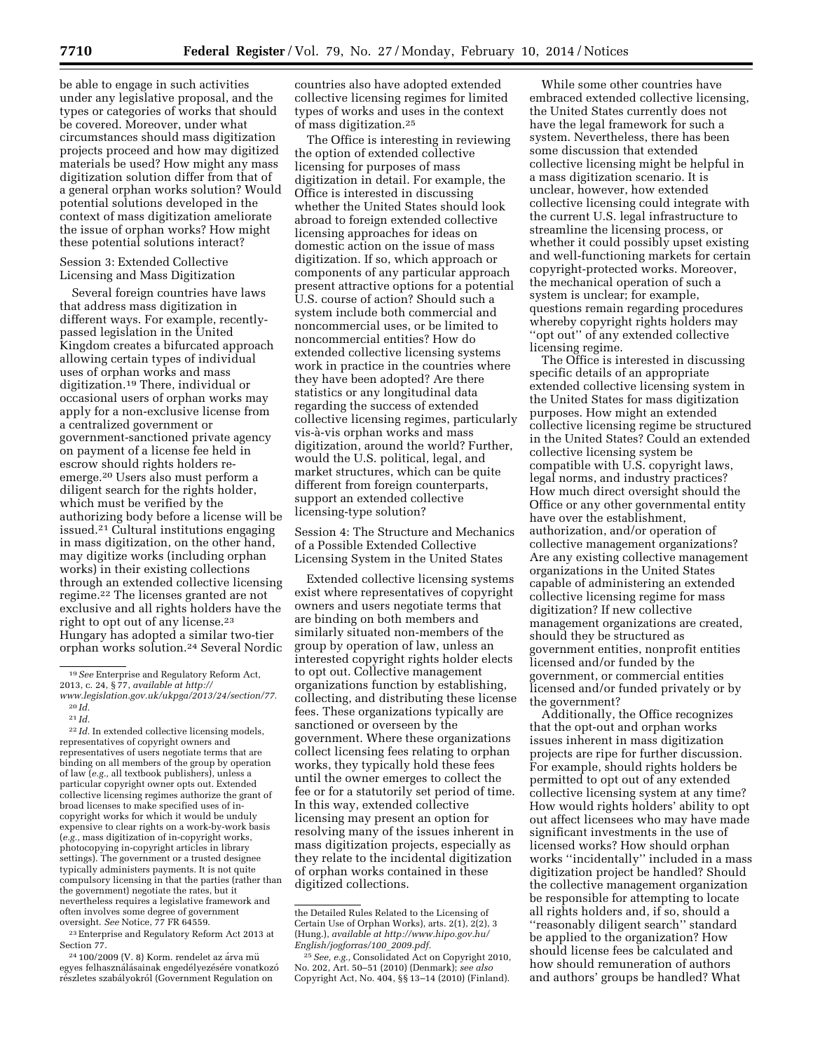be able to engage in such activities under any legislative proposal, and the types or categories of works that should be covered. Moreover, under what circumstances should mass digitization projects proceed and how may digitized materials be used? How might any mass digitization solution differ from that of a general orphan works solution? Would potential solutions developed in the context of mass digitization ameliorate the issue of orphan works? How might these potential solutions interact?

Session 3: Extended Collective Licensing and Mass Digitization

Several foreign countries have laws that address mass digitization in different ways. For example, recently-passed legislation in the United Kingdom creates a bifurcated approach allowing certain types of individual uses of orphan works and mass digitization.[19] There, individual or occasional users of orphan works may apply for a non-exclusive license from a centralized government or government-sanctioned private agency on payment of a license fee held in escrow should rights holders re-emerge.[20] Users also must perform a diligent search for the rights holder, which must be verified by the authorizing body before a license will be issued.[21] Cultural institutions engaging in mass digitization, on the other hand, may digitize works (including orphan works) in their existing collections through an extended collective licensing regime.[22] The licenses granted are not exclusive and all rights holders have the right to opt out of any license.[23] Hungary has adopted a similar two-tier orphan works solution.[24] Several Nordic countries also have adopted extended collective licensing regimes for limited types of works and uses in the context of mass digitization.[25]

The Office is interesting in reviewing the option of extended collective licensing for purposes of mass digitization in detail. For example, the Office is interested in discussing whether the United States should look abroad to foreign extended collective licensing approaches for ideas on domestic action on the issue of mass digitization. If so, which approach or components of any particular approach present attractive options for a potential U.S. course of action? Should such a system include both commercial and noncommercial uses, or be limited to noncommercial entities? How do extended collective licensing systems work in practice in the countries where they have been adopted? Are there statistics or any longitudinal data regarding the success of extended collective licensing regimes, particularly vis-à-vis orphan works and mass digitization, around the world? Further, would the U.S. political, legal, and market structures, which can be quite different from foreign counterparts, support an extended collective licensing-type solution?

Session 4: The Structure and Mechanics of a Possible Extended Collective Licensing System in the United States

Extended collective licensing systems exist where representatives of copyright owners and users negotiate terms that are binding on both members and similarly situated non-members of the group by operation of law, unless an interested copyright rights holder elects to opt out. Collective management organizations function by establishing, collecting, and distributing these license fees. These organizations typically are sanctioned or overseen by the government. Where these organizations collect licensing fees relating to orphan works, they typically hold these fees until the owner emerges to collect the fee or for a statutorily set period of time. In this way, extended collective licensing may present an option for resolving many of the issues inherent in mass digitization projects, especially as they relate to the incidental digitization of orphan works contained in these digitized collections.

While some other countries have embraced extended collective licensing, the United States currently does not have the legal framework for such a system. Nevertheless, there has been some discussion that extended collective licensing might be helpful in a mass digitization scenario. It is unclear, however, how extended collective licensing could integrate with the current U.S. legal infrastructure to streamline the licensing process, or whether it could possibly upset existing and well-functioning markets for certain copyright-protected works. Moreover, the mechanical operation of such a system is unclear; for example, questions remain regarding procedures whereby copyright rights holders may "opt out" of any extended collective licensing regime.

The Office is interested in discussing specific details of an appropriate extended collective licensing system in the United States for mass digitization purposes. How might an extended collective licensing regime be structured in the United States? Could an extended collective licensing system be compatible with U.S. copyright laws, legal norms, and industry practices? How much direct oversight should the Office or any other governmental entity have over the establishment, authorization, and/or operation of collective management organizations? Are any existing collective management organizations in the United States capable of administering an extended collective licensing regime for mass digitization? If new collective management organizations are created, should they be structured as government entities, nonprofit entities licensed and/or funded by the government, or commercial entities licensed and/or funded privately or by the government?

Additionally, the Office recognizes that the opt-out and orphan works issues inherent in mass digitization projects are ripe for further discussion. For example, should rights holders be permitted to opt out of any extended collective licensing system at any time? How would rights holders' ability to opt out affect licensees who may have made significant investments in the use of licensed works? How should orphan works "incidentally" included in a mass digitization project be handled? Should the collective management organization be responsible for attempting to locate all rights holders and, if so, should a "reasonably diligent search" standard be applied to the organization? How should license fees be calculated and how should remuneration of authors and authors' groups be handled? What

---

[19] *See* Enterprise and Regulatory Reform Act, 2013, c. 24, § 77, *available at http://www.legislation.gov.uk/ukpga/2013/24/section/77.*

[20] *Id.*

[21] *Id.*

[22] *Id.* In extended collective licensing models, representatives of copyright owners and representatives of users negotiate terms that are binding on all members of the group by operation of law (*e.g.,* all textbook publishers), unless a particular copyright owner opts out. Extended collective licensing regimes authorize the grant of broad licenses to make specified uses of in-copyright works for which it would be unduly expensive to clear rights on a work-by-work basis (*e.g.,* mass digitization of in-copyright works, photocopying in-copyright articles in library settings). The government or a trusted designee typically administers payments. It is not quite compulsory licensing in that the parties (rather than the government) negotiate the rates, but it nevertheless requires a legislative framework and often involves some degree of government oversight. *See* Notice, 77 FR 64559.

[23] Enterprise and Regulatory Reform Act 2013 at Section 77.

[24] 100/2009 (V. 8) Korm. rendelet az árva mü egyes felhasználásainak engedélyezésére vonatkozó részletes szabályokról (Government Regulation on the Detailed Rules Related to the Licensing of Certain Use of Orphan Works), arts. 2(1), 2(2), 3 (Hung.), *available at http://www.hipo.gov.hu/English/jogforras/100_2009.pdf.*

[25] *See, e.g.,* Consolidated Act on Copyright 2010, No. 202, Art. 50–51 (2010) (Denmark); *see also* Copyright Act, No. 404, §§ 13–14 (2010) (Finland).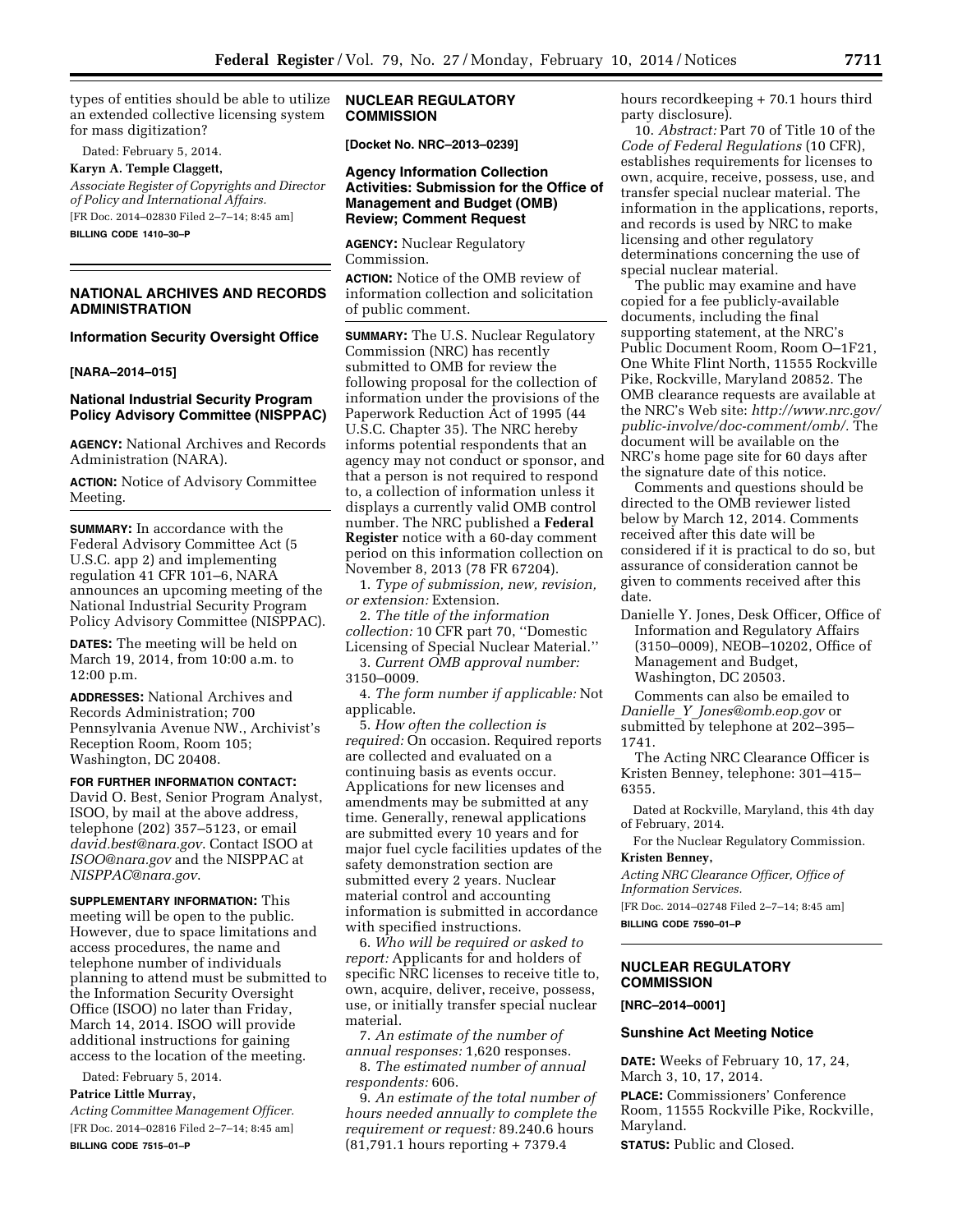types of entities should be able to utilize an extended collective licensing system for mass digitization?

Dated: February 5, 2014.

**Karyn A. Temple Claggett,**

*Associate Register of Copyrights and Director of Policy and International Affairs.*

[FR Doc. 2014–02830 Filed 2–7–14; 8:45 am]

**BILLING CODE 1410–30–P**

## NATIONAL ARCHIVES AND RECORDS ADMINISTRATION

### Information Security Oversight Office

**[NARA–2014–015]**

### National Industrial Security Program Policy Advisory Committee (NISPPAC)

**AGENCY:** National Archives and Records Administration (NARA).

**ACTION:** Notice of Advisory Committee Meeting.

**SUMMARY:** In accordance with the Federal Advisory Committee Act (5 U.S.C. app 2) and implementing regulation 41 CFR 101–6, NARA announces an upcoming meeting of the National Industrial Security Program Policy Advisory Committee (NISPPAC).

**DATES:** The meeting will be held on March 19, 2014, from 10:00 a.m. to 12:00 p.m.

**ADDRESSES:** National Archives and Records Administration; 700 Pennsylvania Avenue NW., Archivist's Reception Room, Room 105; Washington, DC 20408.

**FOR FURTHER INFORMATION CONTACT:** David O. Best, Senior Program Analyst, ISOO, by mail at the above address, telephone (202) 357–5123, or email *david.best@nara.gov*. Contact ISOO at *ISOO@nara.gov* and the NISPPAC at *NISPPAC@nara.gov*.

**SUPPLEMENTARY INFORMATION:** This meeting will be open to the public. However, due to space limitations and access procedures, the name and telephone number of individuals planning to attend must be submitted to the Information Security Oversight Office (ISOO) no later than Friday, March 14, 2014. ISOO will provide additional instructions for gaining access to the location of the meeting.

Dated: February 5, 2014.

**Patrice Little Murray,**

*Acting Committee Management Officer.*

[FR Doc. 2014–02816 Filed 2–7–14; 8:45 am]

**BILLING CODE 7515–01–P**

## NUCLEAR REGULATORY COMMISSION

**[Docket No. NRC–2013–0239]**

### Agency Information Collection Activities: Submission for the Office of Management and Budget (OMB) Review; Comment Request

**AGENCY:** Nuclear Regulatory Commission.

**ACTION:** Notice of the OMB review of information collection and solicitation of public comment.

**SUMMARY:** The U.S. Nuclear Regulatory Commission (NRC) has recently submitted to OMB for review the following proposal for the collection of information under the provisions of the Paperwork Reduction Act of 1995 (44 U.S.C. Chapter 35). The NRC hereby informs potential respondents that an agency may not conduct or sponsor, and that a person is not required to respond to, a collection of information unless it displays a currently valid OMB control number. The NRC published a **Federal Register** notice with a 60-day comment period on this information collection on November 8, 2013 (78 FR 67204).

1. *Type of submission, new, revision, or extension:* Extension.

2. *The title of the information collection:* 10 CFR part 70, ''Domestic Licensing of Special Nuclear Material.''

3. *Current OMB approval number:* 3150–0009.

4. *The form number if applicable:* Not applicable.

5. *How often the collection is required:* On occasion. Required reports are collected and evaluated on a continuing basis as events occur. Applications for new licenses and amendments may be submitted at any time. Generally, renewal applications are submitted every 10 years and for major fuel cycle facilities updates of the safety demonstration section are submitted every 2 years. Nuclear material control and accounting information is submitted in accordance with specified instructions.

6. *Who will be required or asked to report:* Applicants for and holders of specific NRC licenses to receive title to, own, acquire, deliver, receive, possess, use, or initially transfer special nuclear material.

7. *An estimate of the number of annual responses:* 1,620 responses.

8. *The estimated number of annual respondents:* 606.

9. *An estimate of the total number of hours needed annually to complete the requirement or request:* 89.240.6 hours (81,791.1 hours reporting + 7379.4 hours recordkeeping + 70.1 hours third party disclosure).

10. *Abstract:* Part 70 of Title 10 of the *Code of Federal Regulations* (10 CFR), establishes requirements for licenses to own, acquire, receive, possess, use, and transfer special nuclear material. The information in the applications, reports, and records is used by NRC to make licensing and other regulatory determinations concerning the use of special nuclear material.

The public may examine and have copied for a fee publicly-available documents, including the final supporting statement, at the NRC's Public Document Room, Room O–1F21, One White Flint North, 11555 Rockville Pike, Rockville, Maryland 20852. The OMB clearance requests are available at the NRC's Web site: *http://www.nrc.gov/public-involve/doc-comment/omb/*. The document will be available on the NRC's home page site for 60 days after the signature date of this notice.

Comments and questions should be directed to the OMB reviewer listed below by March 12, 2014. Comments received after this date will be considered if it is practical to do so, but assurance of consideration cannot be given to comments received after this date.

Danielle Y. Jones, Desk Officer, Office of Information and Regulatory Affairs (3150–0009), NEOB–10202, Office of Management and Budget, Washington, DC 20503.

Comments can also be emailed to *Danielle_Y_Jones@omb.eop.gov* or submitted by telephone at 202–395–1741.

The Acting NRC Clearance Officer is Kristen Benney, telephone: 301–415–6355.

Dated at Rockville, Maryland, this 4th day of February, 2014.

For the Nuclear Regulatory Commission.

**Kristen Benney,**

*Acting NRC Clearance Officer, Office of Information Services.*

[FR Doc. 2014–02748 Filed 2–7–14; 8:45 am]

**BILLING CODE 7590–01–P**

## NUCLEAR REGULATORY COMMISSION

**[NRC–2014–0001]**

### Sunshine Act Meeting Notice

**DATE:** Weeks of February 10, 17, 24, March 3, 10, 17, 2014.

**PLACE:** Commissioners' Conference Room, 11555 Rockville Pike, Rockville, Maryland.

**STATUS:** Public and Closed.